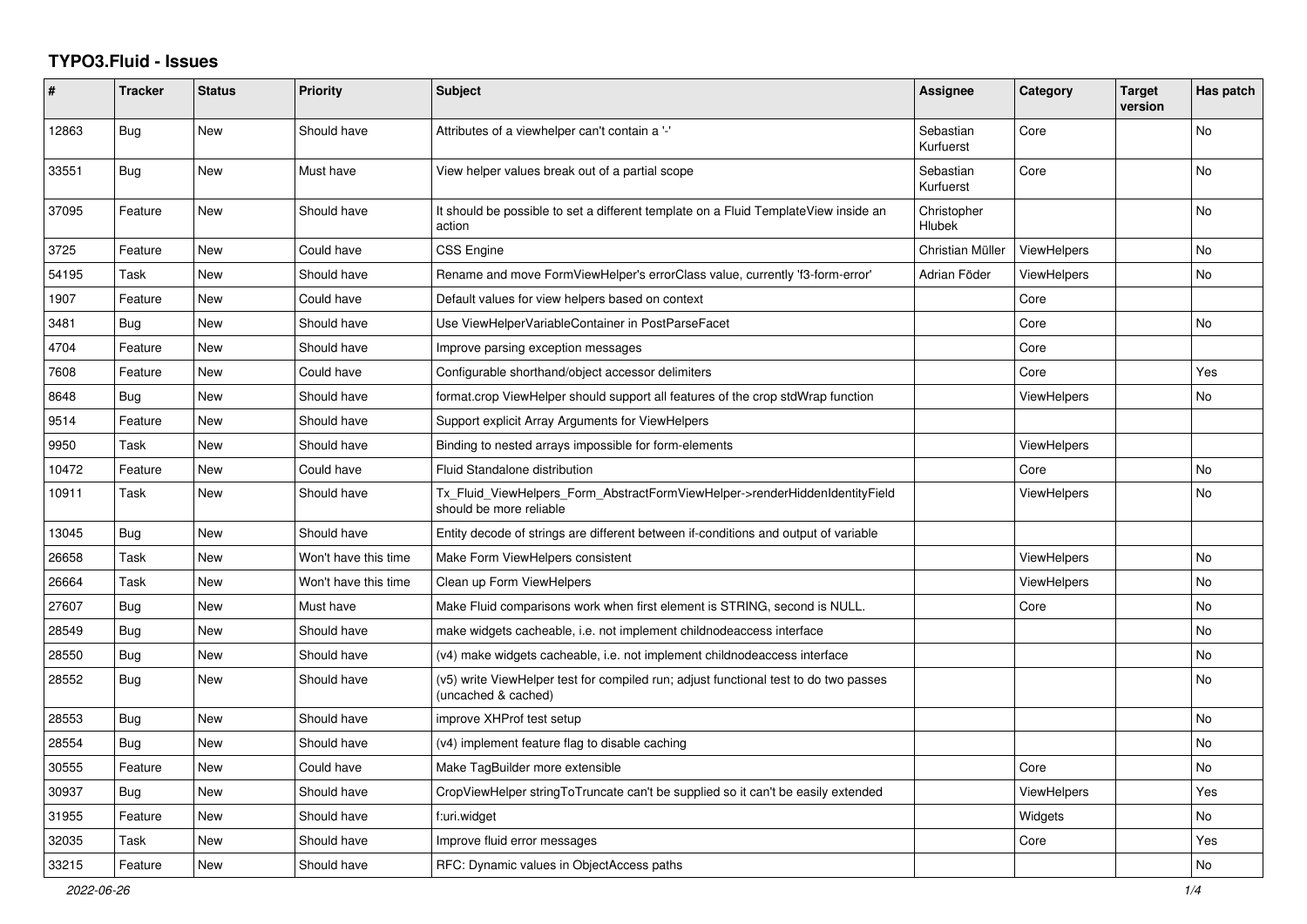# TYPO3.Fluid - Issues

| # | Tracker | Status | Priority | Subject | Assignee | Category | Target version | Has patch |
|---|---|---|---|---|---|---|---|---|
| 12863 | Bug | New | Should have | Attributes of a viewhelper can't contain a '-' | Sebastian Kurfuerst | Core | | No |
| 33551 | Bug | New | Must have | View helper values break out of a partial scope | Sebastian Kurfuerst | Core | | No |
| 37095 | Feature | New | Should have | It should be possible to set a different template on a Fluid TemplateView inside an action | Christopher Hlubek | | | No |
| 3725 | Feature | New | Could have | CSS Engine | Christian Müller | ViewHelpers | | No |
| 54195 | Task | New | Should have | Rename and move FormViewHelper's errorClass value, currently 'f3-form-error' | Adrian Föder | ViewHelpers | | No |
| 1907 | Feature | New | Could have | Default values for view helpers based on context | | Core | | |
| 3481 | Bug | New | Should have | Use ViewHelperVariableContainer in PostParseFacet | | Core | | No |
| 4704 | Feature | New | Should have | Improve parsing exception messages | | Core | | |
| 7608 | Feature | New | Could have | Configurable shorthand/object accessor delimiters | | Core | | Yes |
| 8648 | Bug | New | Should have | format.crop ViewHelper should support all features of the crop stdWrap function | | ViewHelpers | | No |
| 9514 | Feature | New | Should have | Support explicit Array Arguments for ViewHelpers | | | | |
| 9950 | Task | New | Should have | Binding to nested arrays impossible for form-elements | | ViewHelpers | | |
| 10472 | Feature | New | Could have | Fluid Standalone distribution | | Core | | No |
| 10911 | Task | New | Should have | Tx_Fluid_ViewHelpers_Form_AbstractFormViewHelper->renderHiddenIdentityField should be more reliable | | ViewHelpers | | No |
| 13045 | Bug | New | Should have | Entity decode of strings are different between if-conditions and output of variable | | | | |
| 26658 | Task | New | Won't have this time | Make Form ViewHelpers consistent | | ViewHelpers | | No |
| 26664 | Task | New | Won't have this time | Clean up Form ViewHelpers | | ViewHelpers | | No |
| 27607 | Bug | New | Must have | Make Fluid comparisons work when first element is STRING, second is NULL. | | Core | | No |
| 28549 | Bug | New | Should have | make widgets cacheable, i.e. not implement childnodeaccess interface | | | | No |
| 28550 | Bug | New | Should have | (v4) make widgets cacheable, i.e. not implement childnodeaccess interface | | | | No |
| 28552 | Bug | New | Should have | (v5) write ViewHelper test for compiled run; adjust functional test to do two passes (uncached & cached) | | | | No |
| 28553 | Bug | New | Should have | improve XHProf test setup | | | | No |
| 28554 | Bug | New | Should have | (v4) implement feature flag to disable caching | | | | No |
| 30555 | Feature | New | Could have | Make TagBuilder more extensible | | Core | | No |
| 30937 | Bug | New | Should have | CropViewHelper stringToTruncate can't be supplied so it can't be easily extended | | ViewHelpers | | Yes |
| 31955 | Feature | New | Should have | f:uri.widget | | Widgets | | No |
| 32035 | Task | New | Should have | Improve fluid error messages | | Core | | Yes |
| 33215 | Feature | New | Should have | RFC: Dynamic values in ObjectAccess paths | | | | No |

2022-06-26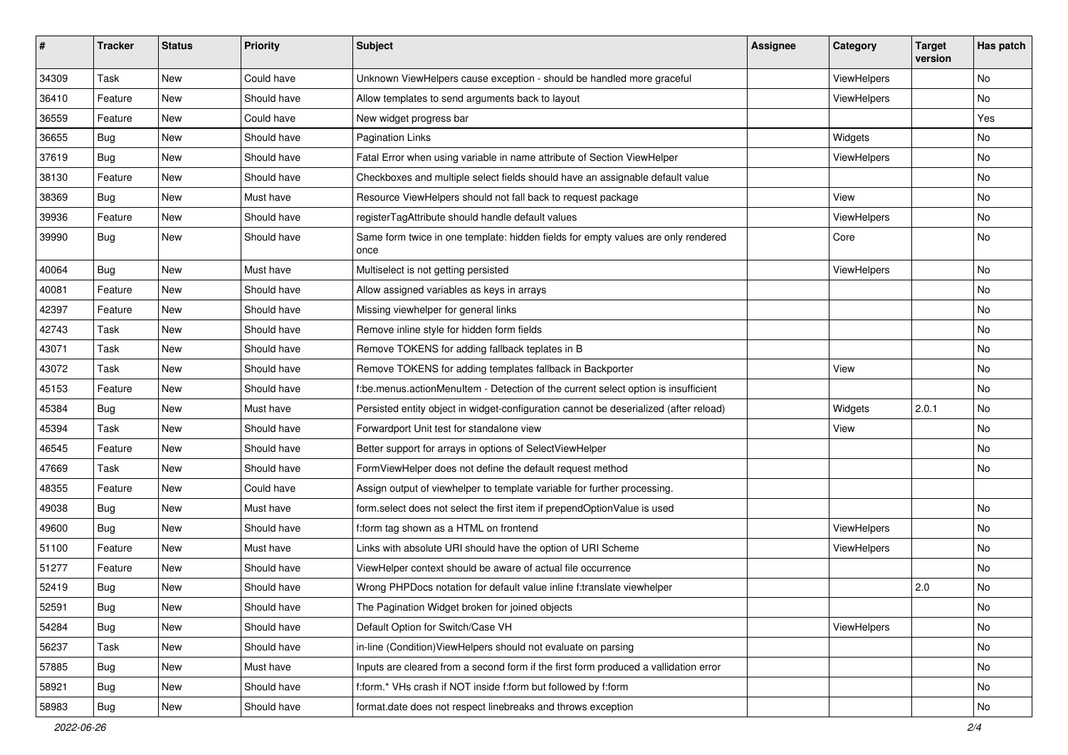| # | Tracker | Status | Priority | Subject | Assignee | Category | Target version | Has patch |
|---|---|---|---|---|---|---|---|---|
| 34309 | Task | New | Could have | Unknown ViewHelpers cause exception - should be handled more graceful | | ViewHelpers | | No |
| 36410 | Feature | New | Should have | Allow templates to send arguments back to layout | | ViewHelpers | | No |
| 36559 | Feature | New | Could have | New widget progress bar | | | | Yes |
| 36655 | Bug | New | Should have | Pagination Links | | Widgets | | No |
| 37619 | Bug | New | Should have | Fatal Error when using variable in name attribute of Section ViewHelper | | ViewHelpers | | No |
| 38130 | Feature | New | Should have | Checkboxes and multiple select fields should have an assignable default value | | | | No |
| 38369 | Bug | New | Must have | Resource ViewHelpers should not fall back to request package | | View | | No |
| 39936 | Feature | New | Should have | registerTagAttribute should handle default values | | ViewHelpers | | No |
| 39990 | Bug | New | Should have | Same form twice in one template: hidden fields for empty values are only rendered once | | Core | | No |
| 40064 | Bug | New | Must have | Multiselect is not getting persisted | | ViewHelpers | | No |
| 40081 | Feature | New | Should have | Allow assigned variables as keys in arrays | | | | No |
| 42397 | Feature | New | Should have | Missing viewhelper for general links | | | | No |
| 42743 | Task | New | Should have | Remove inline style for hidden form fields | | | | No |
| 43071 | Task | New | Should have | Remove TOKENS for adding fallback teplates in B | | | | No |
| 43072 | Task | New | Should have | Remove TOKENS for adding templates fallback in Backporter | | View | | No |
| 45153 | Feature | New | Should have | f:be.menus.actionMenuItem - Detection of the current select option is insufficient | | | | No |
| 45384 | Bug | New | Must have | Persisted entity object in widget-configuration cannot be deserialized (after reload) | | Widgets | 2.0.1 | No |
| 45394 | Task | New | Should have | Forwardport Unit test for standalone view | | View | | No |
| 46545 | Feature | New | Should have | Better support for arrays in options of SelectViewHelper | | | | No |
| 47669 | Task | New | Should have | FormViewHelper does not define the default request method | | | | No |
| 48355 | Feature | New | Could have | Assign output of viewhelper to template variable for further processing. | | | | |
| 49038 | Bug | New | Must have | form.select does not select the first item if prependOptionValue is used | | | | No |
| 49600 | Bug | New | Should have | f:form tag shown as a HTML on frontend | | ViewHelpers | | No |
| 51100 | Feature | New | Must have | Links with absolute URI should have the option of URI Scheme | | ViewHelpers | | No |
| 51277 | Feature | New | Should have | ViewHelper context should be aware of actual file occurrence | | | | No |
| 52419 | Bug | New | Should have | Wrong PHPDocs notation for default value inline f:translate viewhelper | | | 2.0 | No |
| 52591 | Bug | New | Should have | The Pagination Widget broken for joined objects | | | | No |
| 54284 | Bug | New | Should have | Default Option for Switch/Case VH | | ViewHelpers | | No |
| 56237 | Task | New | Should have | in-line (Condition)ViewHelpers should not evaluate on parsing | | | | No |
| 57885 | Bug | New | Must have | Inputs are cleared from a second form if the first form produced a vallidation error | | | | No |
| 58921 | Bug | New | Should have | f:form.* VHs crash if NOT inside f:form but followed by f:form | | | | No |
| 58983 | Bug | New | Should have | format.date does not respect linebreaks and throws exception | | | | No |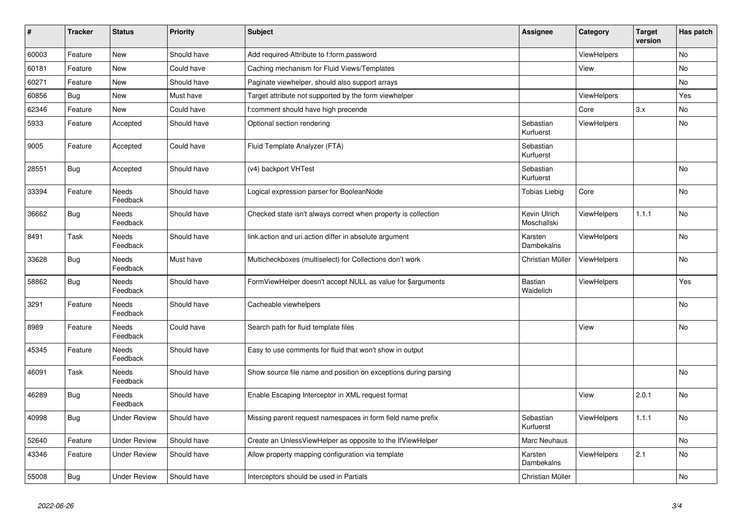| # | Tracker | Status | Priority | Subject | Assignee | Category | Target version | Has patch |
|---|---|---|---|---|---|---|---|---|
| 60003 | Feature | New | Should have | Add required-Attribute to f:form.password | | ViewHelpers | | No |
| 60181 | Feature | New | Could have | Caching mechanism for Fluid Views/Templates | | View | | No |
| 60271 | Feature | New | Should have | Paginate viewhelper, should also support arrays | | | | No |
| 60856 | Bug | New | Must have | Target attribute not supported by the form viewhelper | | ViewHelpers | | Yes |
| 62346 | Feature | New | Could have | f:comment should have high precende | | Core | 3.x | No |
| 5933 | Feature | Accepted | Should have | Optional section rendering | Sebastian Kurfuerst | ViewHelpers | | No |
| 9005 | Feature | Accepted | Could have | Fluid Template Analyzer (FTA) | Sebastian Kurfuerst | | | |
| 28551 | Bug | Accepted | Should have | (v4) backport VHTest | Sebastian Kurfuerst | | | No |
| 33394 | Feature | Needs Feedback | Should have | Logical expression parser for BooleanNode | Tobias Liebig | Core | | No |
| 36662 | Bug | Needs Feedback | Should have | Checked state isn't always correct when property is collection | Kevin Ulrich Moschallski | ViewHelpers | 1.1.1 | No |
| 8491 | Task | Needs Feedback | Should have | link.action and uri.action differ in absolute argument | Karsten Dambekalns | ViewHelpers | | No |
| 33628 | Bug | Needs Feedback | Must have | Multicheckboxes (multiselect) for Collections don't work | Christian Müller | ViewHelpers | | No |
| 58862 | Bug | Needs Feedback | Should have | FormViewHelper doesn't accept NULL as value for $arguments | Bastian Waidelich | ViewHelpers | | Yes |
| 3291 | Feature | Needs Feedback | Should have | Cacheable viewhelpers | | | | No |
| 8989 | Feature | Needs Feedback | Could have | Search path for fluid template files | | View | | No |
| 45345 | Feature | Needs Feedback | Should have | Easy to use comments for fluid that won't show in output | | | | |
| 46091 | Task | Needs Feedback | Should have | Show source file name and position on exceptions during parsing | | | | No |
| 46289 | Bug | Needs Feedback | Should have | Enable Escaping Interceptor in XML request format | | View | 2.0.1 | No |
| 40998 | Bug | Under Review | Should have | Missing parent request namespaces in form field name prefix | Sebastian Kurfuerst | ViewHelpers | 1.1.1 | No |
| 52640 | Feature | Under Review | Should have | Create an UnlessViewHelper as opposite to the IfViewHelper | Marc Neuhaus | | | No |
| 43346 | Feature | Under Review | Should have | Allow property mapping configuration via template | Karsten Dambekalns | ViewHelpers | 2.1 | No |
| 55008 | Bug | Under Review | Should have | Interceptors should be used in Partials | Christian Müller | | | No |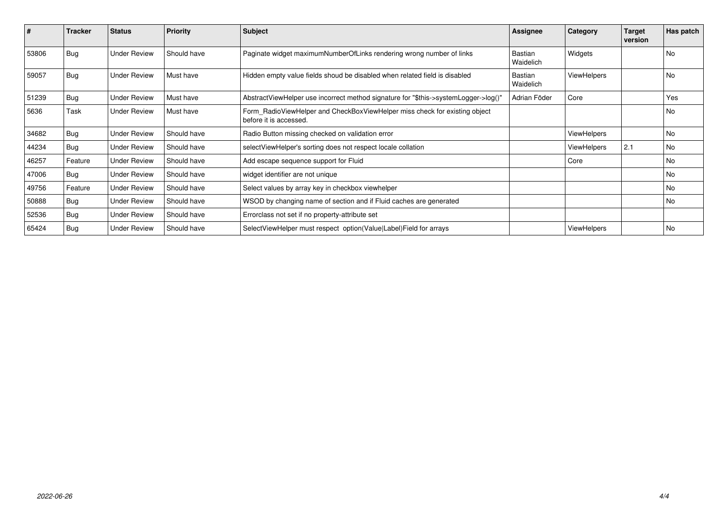| # | Tracker | Status | Priority | Subject | Assignee | Category | Target version | Has patch |
|---|---|---|---|---|---|---|---|---|
| 53806 | Bug | Under Review | Should have | Paginate widget maximumNumberOfLinks rendering wrong number of links | Bastian Waidelich | Widgets | | No |
| 59057 | Bug | Under Review | Must have | Hidden empty value fields shoud be disabled when related field is disabled | Bastian Waidelich | ViewHelpers | | No |
| 51239 | Bug | Under Review | Must have | AbstractViewHelper use incorrect method signature for "$this->systemLogger->log()" | Adrian Föder | Core | | Yes |
| 5636 | Task | Under Review | Must have | Form_RadioViewHelper and CheckBoxViewHelper miss check for existing object before it is accessed. | | | | No |
| 34682 | Bug | Under Review | Should have | Radio Button missing checked on validation error | | ViewHelpers | | No |
| 44234 | Bug | Under Review | Should have | selectViewHelper's sorting does not respect locale collation | | ViewHelpers | 2.1 | No |
| 46257 | Feature | Under Review | Should have | Add escape sequence support for Fluid | | Core | | No |
| 47006 | Bug | Under Review | Should have | widget identifier are not unique | | | | No |
| 49756 | Feature | Under Review | Should have | Select values by array key in checkbox viewhelper | | | | No |
| 50888 | Bug | Under Review | Should have | WSOD by changing name of section and if Fluid caches are generated | | | | No |
| 52536 | Bug | Under Review | Should have | Errorclass not set if no property-attribute set | | | | |
| 65424 | Bug | Under Review | Should have | SelectViewHelper must respect option(Value\|Label)Field for arrays | | ViewHelpers | | No |

*2022-06-26*